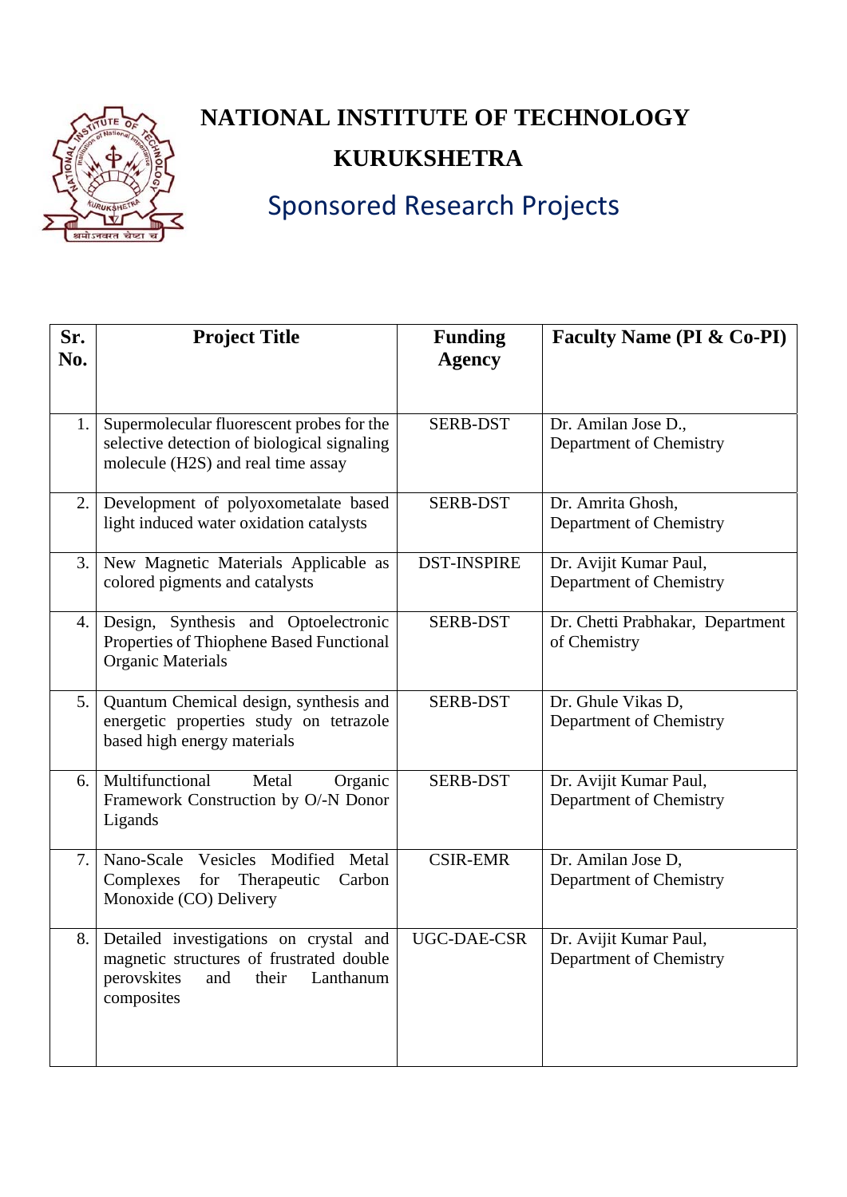# NATIONAL INSTITUTE OF TECHNOLOGY

## KURUKSHETRA

## Sponsored Research Projects

| Sr. No. | Project Title | Funding Agency | Faculty Name (PI & Co-PI) |
|---|---|---|---|
| 1. | Supermolecular fluorescent probes for the selective detection of biological signaling molecule (H2S) and real time assay | SERB-DST | Dr. Amilan Jose D., Department of Chemistry |
| 2. | Development of polyoxometalate based light induced water oxidation catalysts | SERB-DST | Dr. Amrita Ghosh, Department of Chemistry |
| 3. | New Magnetic Materials Applicable as colored pigments and catalysts | DST-INSPIRE | Dr. Avijit Kumar Paul, Department of Chemistry |
| 4. | Design, Synthesis and Optoelectronic Properties of Thiophene Based Functional Organic Materials | SERB-DST | Dr. Chetti Prabhakar, Department of Chemistry |
| 5. | Quantum Chemical design, synthesis and energetic properties study on tetrazole based high energy materials | SERB-DST | Dr. Ghule Vikas D, Department of Chemistry |
| 6. | Multifunctional Metal Organic Framework Construction by O/-N Donor Ligands | SERB-DST | Dr. Avijit Kumar Paul, Department of Chemistry |
| 7. | Nano-Scale Vesicles Modified Metal Complexes for Therapeutic Carbon Monoxide (CO) Delivery | CSIR-EMR | Dr. Amilan Jose D, Department of Chemistry |
| 8. | Detailed investigations on crystal and magnetic structures of frustrated double perovskites and their Lanthanum composites | UGC-DAE-CSR | Dr. Avijit Kumar Paul, Department of Chemistry |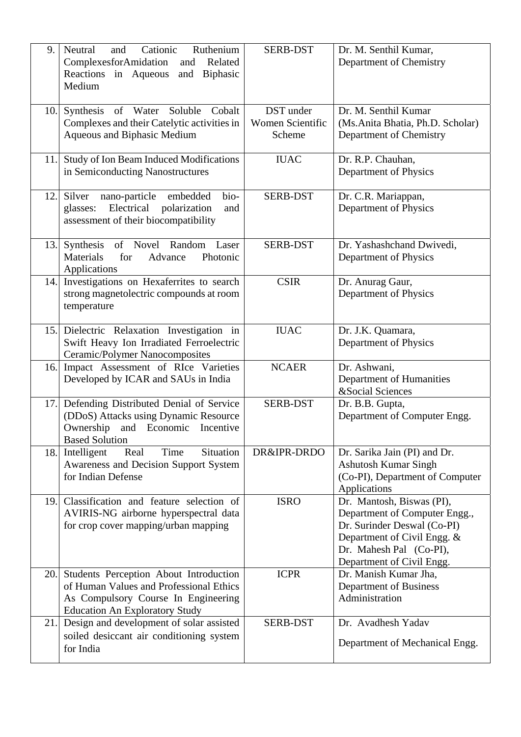| 9. | Neutral and Cationic Ruthenium ComplexesforAmidation and Related Reactions in Aqueous and Biphasic Medium | SERB-DST | Dr. M. Senthil Kumar, Department of Chemistry |
|---|---|---|---|
| 10. | Synthesis of Water Soluble Cobalt Complexes and their Catelytic activities in Aqueous and Biphasic Medium | DST under Women Scientific Scheme | Dr. M. Senthil Kumar (Ms.Anita Bhatia, Ph.D. Scholar) Department of Chemistry |
| 11. | Study of Ion Beam Induced Modifications in Semiconducting Nanostructures | IUAC | Dr. R.P. Chauhan, Department of Physics |
| 12. | Silver nano-particle embedded bio-glasses: Electrical polarization and assessment of their biocompatibility | SERB-DST | Dr. C.R. Mariappan, Department of Physics |
| 13. | Synthesis of Novel Random Laser Materials for Advance Photonic Applications | SERB-DST | Dr. Yashashchand Dwivedi, Department of Physics |
| 14. | Investigations on Hexaferrites to search strong magnetolectric compounds at room temperature | CSIR | Dr. Anurag Gaur, Department of Physics |
| 15. | Dielectric Relaxation Investigation in Swift Heavy Ion Irradiated Ferroelectric Ceramic/Polymer Nanocomposites | IUAC | Dr. J.K. Quamara, Department of Physics |
| 16. | Impact Assessment of RIce Varieties Developed by ICAR and SAUs in India | NCAER | Dr. Ashwani, Department of Humanities &Social Sciences |
| 17. | Defending Distributed Denial of Service (DDoS) Attacks using Dynamic Resource Ownership and Economic Incentive Based Solution | SERB-DST | Dr. B.B. Gupta, Department of Computer Engg. |
| 18. | Intelligent Real Time Situation Awareness and Decision Support System for Indian Defense | DR&IPR-DRDO | Dr. Sarika Jain (PI) and Dr. Ashutosh Kumar Singh (Co-PI), Department of Computer Applications |
| 19. | Classification and feature selection of AVIRIS-NG airborne hyperspectral data for crop cover mapping/urban mapping | ISRO | Dr. Mantosh, Biswas (PI), Department of Computer Engg., Dr. Surinder Deswal (Co-PI) Department of Civil Engg. & Dr. Mahesh Pal (Co-PI), Department of Civil Engg. |
| 20. | Students Perception About Introduction of Human Values and Professional Ethics As Compulsory Course In Engineering Education An Exploratory Study | ICPR | Dr. Manish Kumar Jha, Department of Business Administration |
| 21. | Design and development of solar assisted soiled desiccant air conditioning system for India | SERB-DST | Dr. Avadhesh Yadav Department of Mechanical Engg. |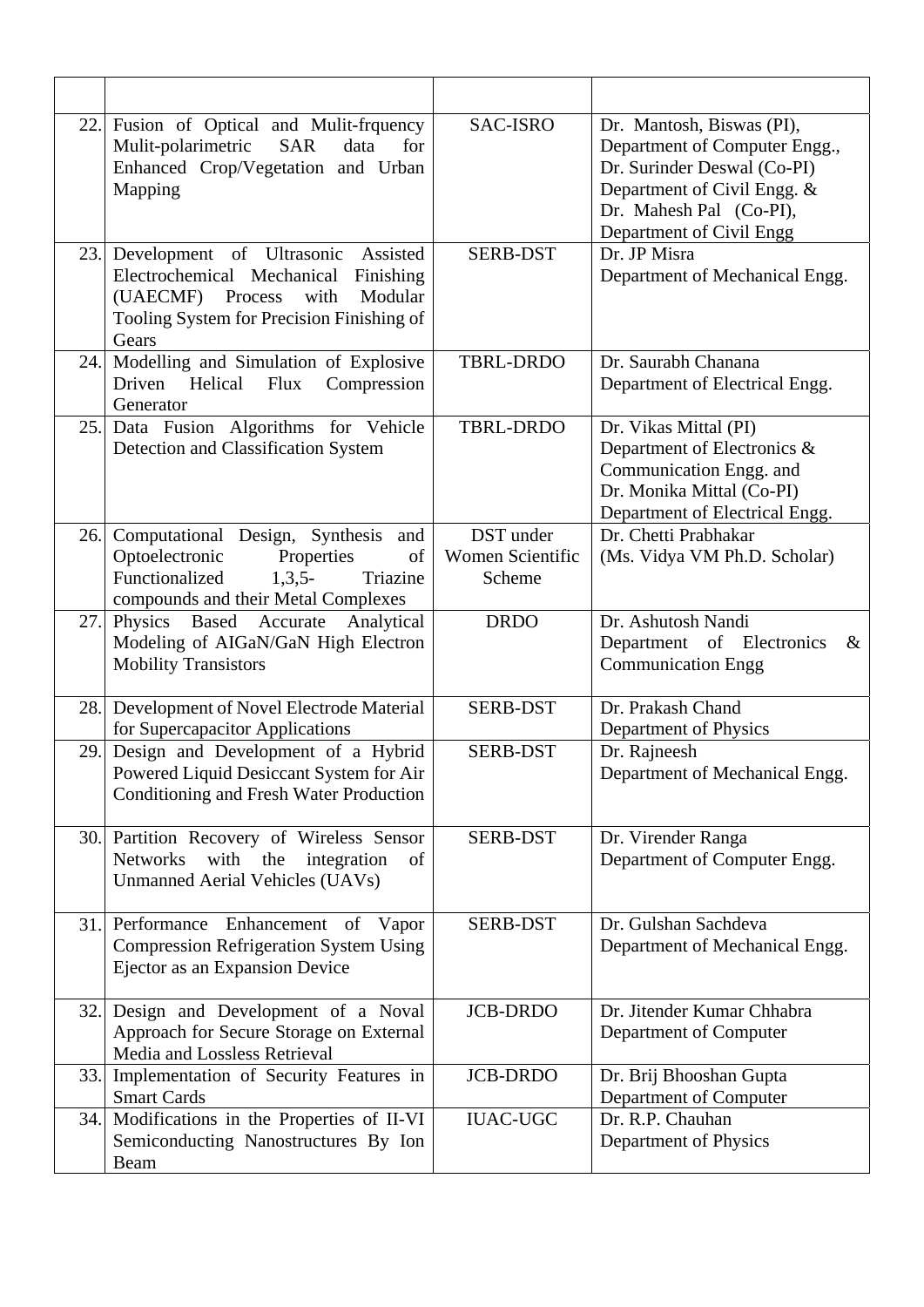| | | | |
|---|---|---|---|
| 22. | Fusion of Optical and Mulit-frquency Mulit-polarimetric SAR data for Enhanced Crop/Vegetation and Urban Mapping | SAC-ISRO | Dr. Mantosh, Biswas (PI), Department of Computer Engg., Dr. Surinder Deswal (Co-PI) Department of Civil Engg. & Dr. Mahesh Pal (Co-PI), Department of Civil Engg |
| 23. | Development of Ultrasonic Assisted Electrochemical Mechanical Finishing (UAECMF) Process with Modular Tooling System for Precision Finishing of Gears | SERB-DST | Dr. JP Misra Department of Mechanical Engg. |
| 24. | Modelling and Simulation of Explosive Driven Helical Flux Compression Generator | TBRL-DRDO | Dr. Saurabh Chanana Department of Electrical Engg. |
| 25. | Data Fusion Algorithms for Vehicle Detection and Classification System | TBRL-DRDO | Dr. Vikas Mittal (PI) Department of Electronics & Communication Engg. and Dr. Monika Mittal (Co-PI) Department of Electrical Engg. |
| 26. | Computational Design, Synthesis and Optoelectronic Properties of Functionalized 1,3,5- Triazine compounds and their Metal Complexes | DST under Women Scientific Scheme | Dr. Chetti Prabhakar (Ms. Vidya VM Ph.D. Scholar) |
| 27. | Physics Based Accurate Analytical Modeling of AIGaN/GaN High Electron Mobility Transistors | DRDO | Dr. Ashutosh Nandi Department of Electronics & Communication Engg |
| 28. | Development of Novel Electrode Material for Supercapacitor Applications | SERB-DST | Dr. Prakash Chand Department of Physics |
| 29. | Design and Development of a Hybrid Powered Liquid Desiccant System for Air Conditioning and Fresh Water Production | SERB-DST | Dr. Rajneesh Department of Mechanical Engg. |
| 30. | Partition Recovery of Wireless Sensor Networks with the integration of Unmanned Aerial Vehicles (UAVs) | SERB-DST | Dr. Virender Ranga Department of Computer Engg. |
| 31. | Performance Enhancement of Vapor Compression Refrigeration System Using Ejector as an Expansion Device | SERB-DST | Dr. Gulshan Sachdeva Department of Mechanical Engg. |
| 32. | Design and Development of a Noval Approach for Secure Storage on External Media and Lossless Retrieval | JCB-DRDO | Dr. Jitender Kumar Chhabra Department of Computer |
| 33. | Implementation of Security Features in Smart Cards | JCB-DRDO | Dr. Brij Bhooshan Gupta Department of Computer |
| 34. | Modifications in the Properties of II-VI Semiconducting Nanostructures By Ion Beam | IUAC-UGC | Dr. R.P. Chauhan Department of Physics |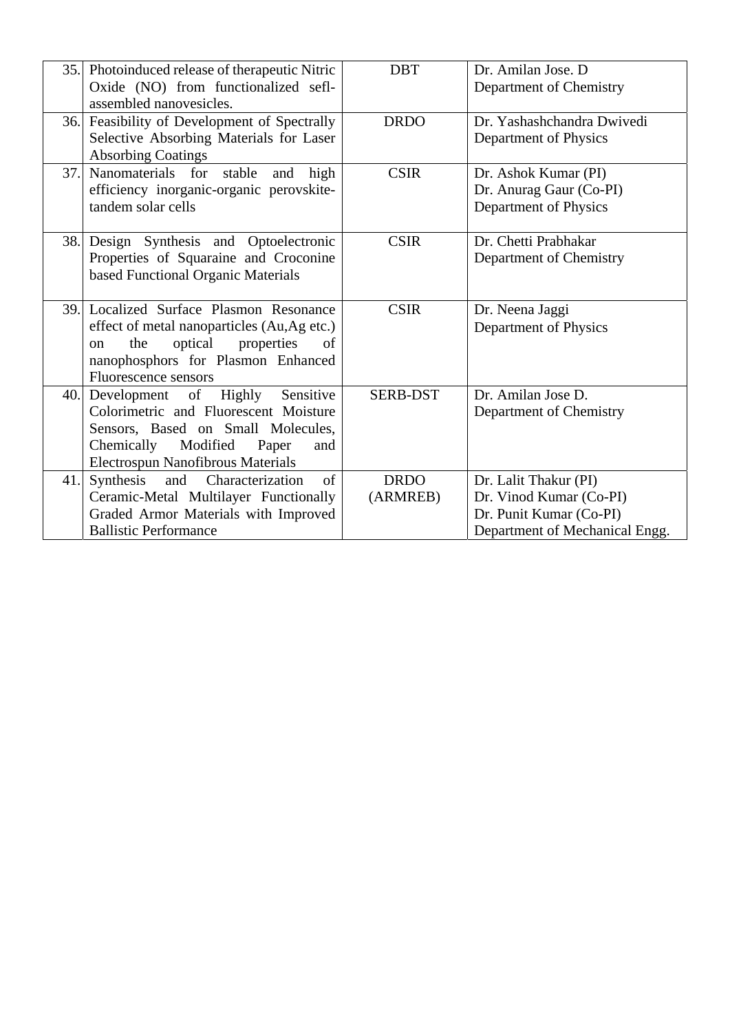| | | | |
|---|---|---|---|
| 35. | Photoinduced release of therapeutic Nitric Oxide (NO) from functionalized sefl-assembled nanovesicles. | DBT | Dr. Amilan Jose. D<br>Department of Chemistry |
| 36. | Feasibility of Development of Spectrally Selective Absorbing Materials for Laser Absorbing Coatings | DRDO | Dr. Yashashchandra Dwivedi<br>Department of Physics |
| 37. | Nanomaterials for stable and high efficiency inorganic-organic perovskite-tandem solar cells | CSIR | Dr. Ashok Kumar (PI)<br>Dr. Anurag Gaur (Co-PI)<br>Department of Physics |
| 38. | Design Synthesis and Optoelectronic Properties of Squaraine and Croconine based Functional Organic Materials | CSIR | Dr. Chetti Prabhakar<br>Department of Chemistry |
| 39. | Localized Surface Plasmon Resonance effect of metal nanoparticles (Au,Ag etc.) on the optical properties of nanophosphors for Plasmon Enhanced Fluorescence sensors | CSIR | Dr. Neena Jaggi<br>Department of Physics |
| 40. | Development of Highly Sensitive Colorimetric and Fluorescent Moisture Sensors, Based on Small Molecules, Chemically Modified Paper and Electrospun Nanofibrous Materials | SERB-DST | Dr. Amilan Jose D.<br>Department of Chemistry |
| 41. | Synthesis and Characterization of Ceramic-Metal Multilayer Functionally Graded Armor Materials with Improved Ballistic Performance | DRDO (ARMREB) | Dr. Lalit Thakur (PI)<br>Dr. Vinod Kumar (Co-PI)<br>Dr. Punit Kumar (Co-PI)<br>Department of Mechanical Engg. |